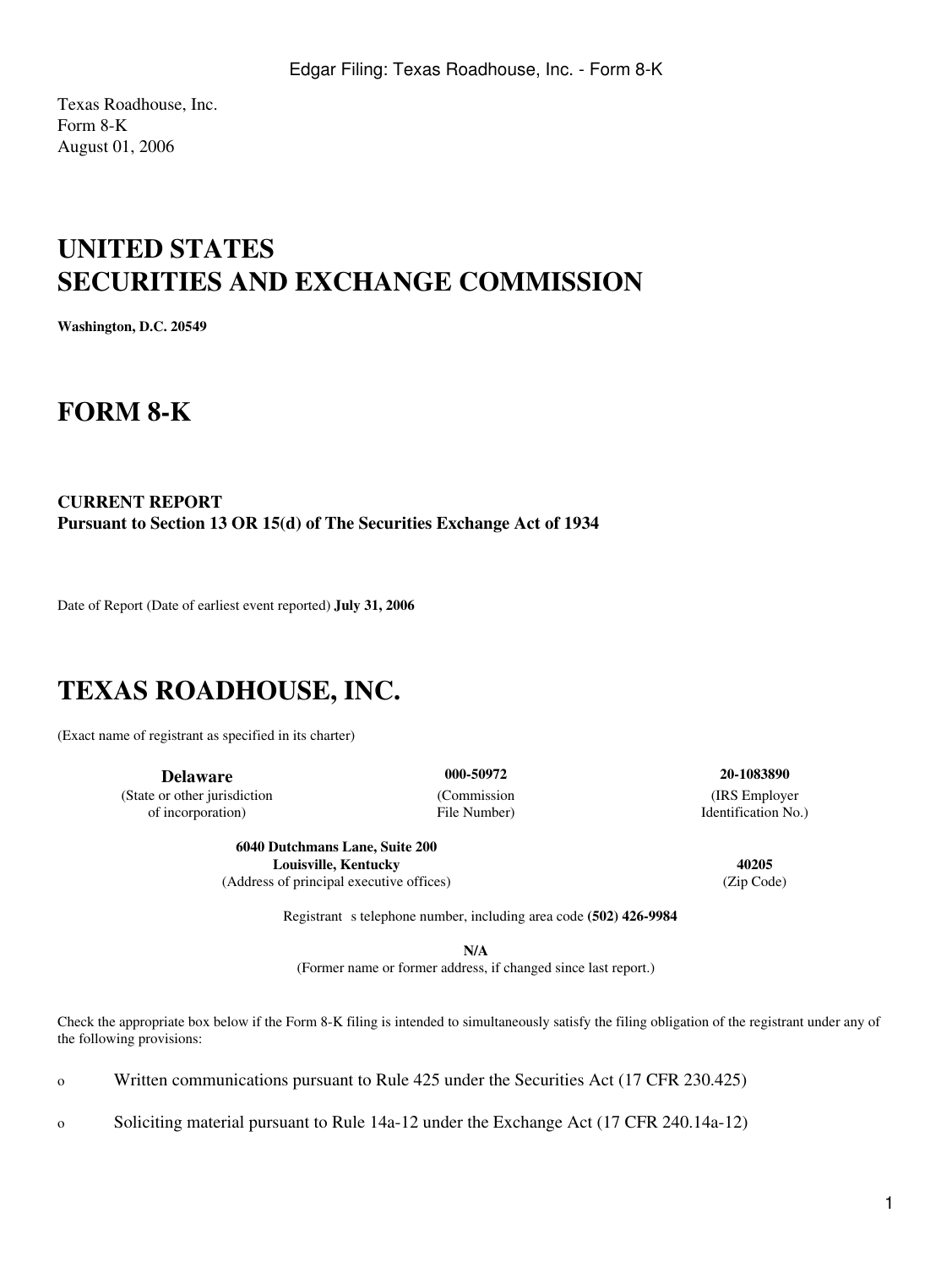Texas Roadhouse, Inc.
Form 8-K
August 01, 2006

# UNITED STATES SECURITIES AND EXCHANGE COMMISSION

**Washington, D.C. 20549**

# FORM 8-K

**CURRENT REPORT**
**Pursuant to Section 13 OR 15(d) of The Securities Exchange Act of 1934**

Date of Report (Date of earliest event reported) **July 31, 2006**

# TEXAS ROADHOUSE, INC.

(Exact name of registrant as specified in its charter)

| **Delaware** | **000-50972** | **20-1083890** |
|---|---|---|
| (State or other jurisdiction of incorporation) | (Commission File Number) | (IRS Employer Identification No.) |

| **6040 Dutchmans Lane, Suite 200 Louisville, Kentucky** | **40205** |
|---|---|
| (Address of principal executive offices) | (Zip Code) |

Registrant s telephone number, including area code **(502) 426-9984**

**N/A**
(Former name or former address, if changed since last report.)

Check the appropriate box below if the Form 8-K filing is intended to simultaneously satisfy the filing obligation of the registrant under any of the following provisions:

o Written communications pursuant to Rule 425 under the Securities Act (17 CFR 230.425)

o Soliciting material pursuant to Rule 14a-12 under the Exchange Act (17 CFR 240.14a-12)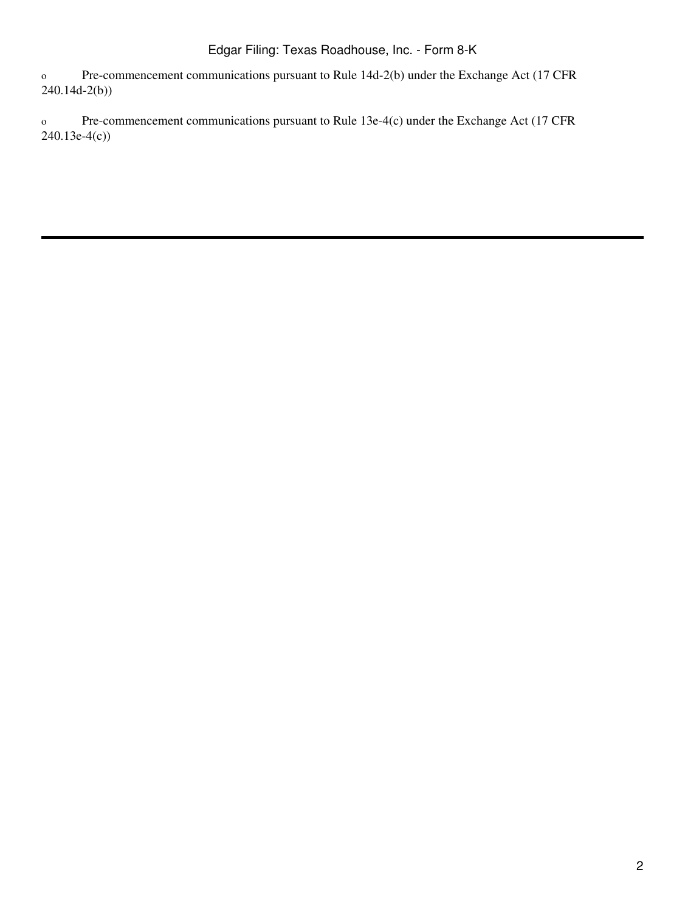o Pre-commencement communications pursuant to Rule 14d-2(b) under the Exchange Act (17 CFR 240.14d-2(b))

o Pre-commencement communications pursuant to Rule 13e-4(c) under the Exchange Act (17 CFR 240.13e-4(c))

---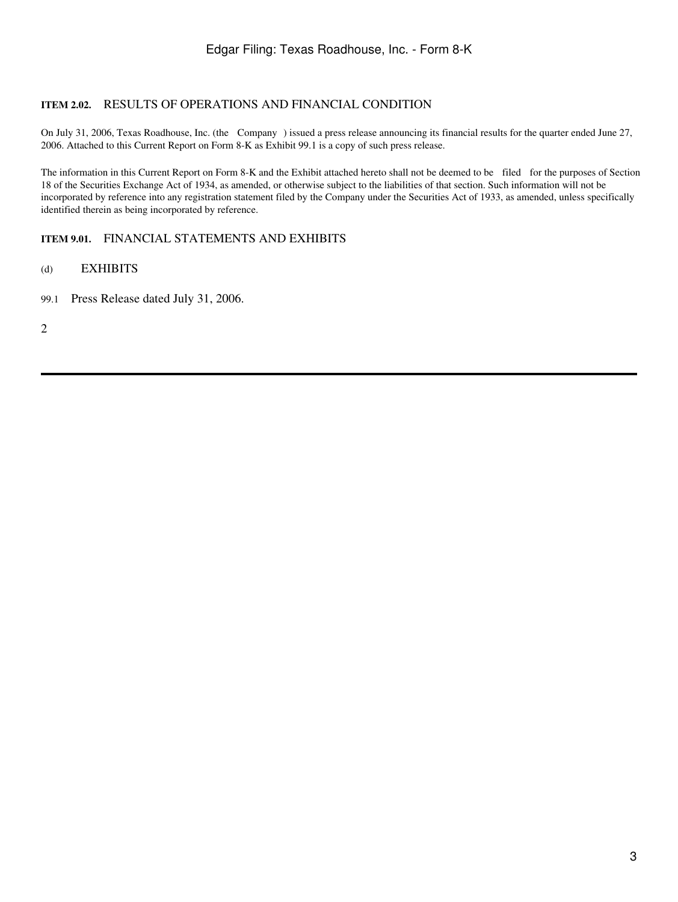### ITEM 2.02. RESULTS OF OPERATIONS AND FINANCIAL CONDITION

On July 31, 2006, Texas Roadhouse, Inc. (the Company ) issued a press release announcing its financial results for the quarter ended June 27, 2006. Attached to this Current Report on Form 8-K as Exhibit 99.1 is a copy of such press release.

The information in this Current Report on Form 8-K and the Exhibit attached hereto shall not be deemed to be filed for the purposes of Section 18 of the Securities Exchange Act of 1934, as amended, or otherwise subject to the liabilities of that section. Such information will not be incorporated by reference into any registration statement filed by the Company under the Securities Act of 1933, as amended, unless specifically identified therein as being incorporated by reference.

### ITEM 9.01. FINANCIAL STATEMENTS AND EXHIBITS

(d) EXHIBITS

99.1 Press Release dated July 31, 2006.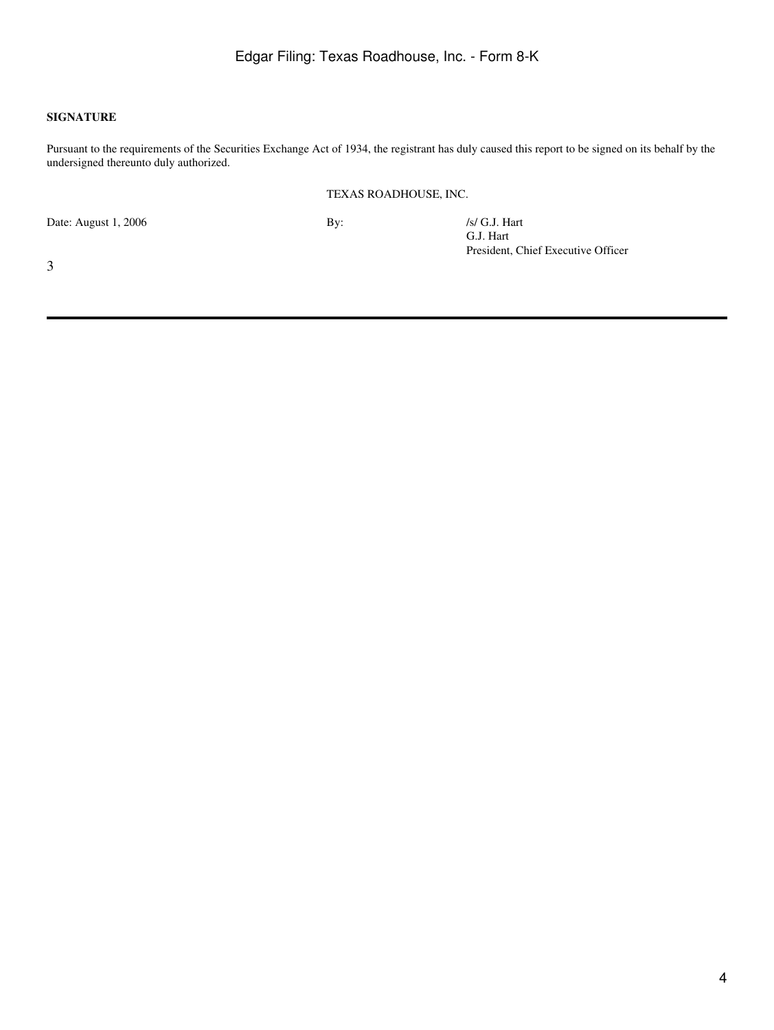**SIGNATURE**

Pursuant to the requirements of the Securities Exchange Act of 1934, the registrant has duly caused this report to be signed on its behalf by the undersigned thereunto duly authorized.

TEXAS ROADHOUSE, INC.

| | | |
|---|---|---|
| Date: August 1, 2006 | By: | /s/ G.J. Hart<br>G.J. Hart<br>President, Chief Executive Officer |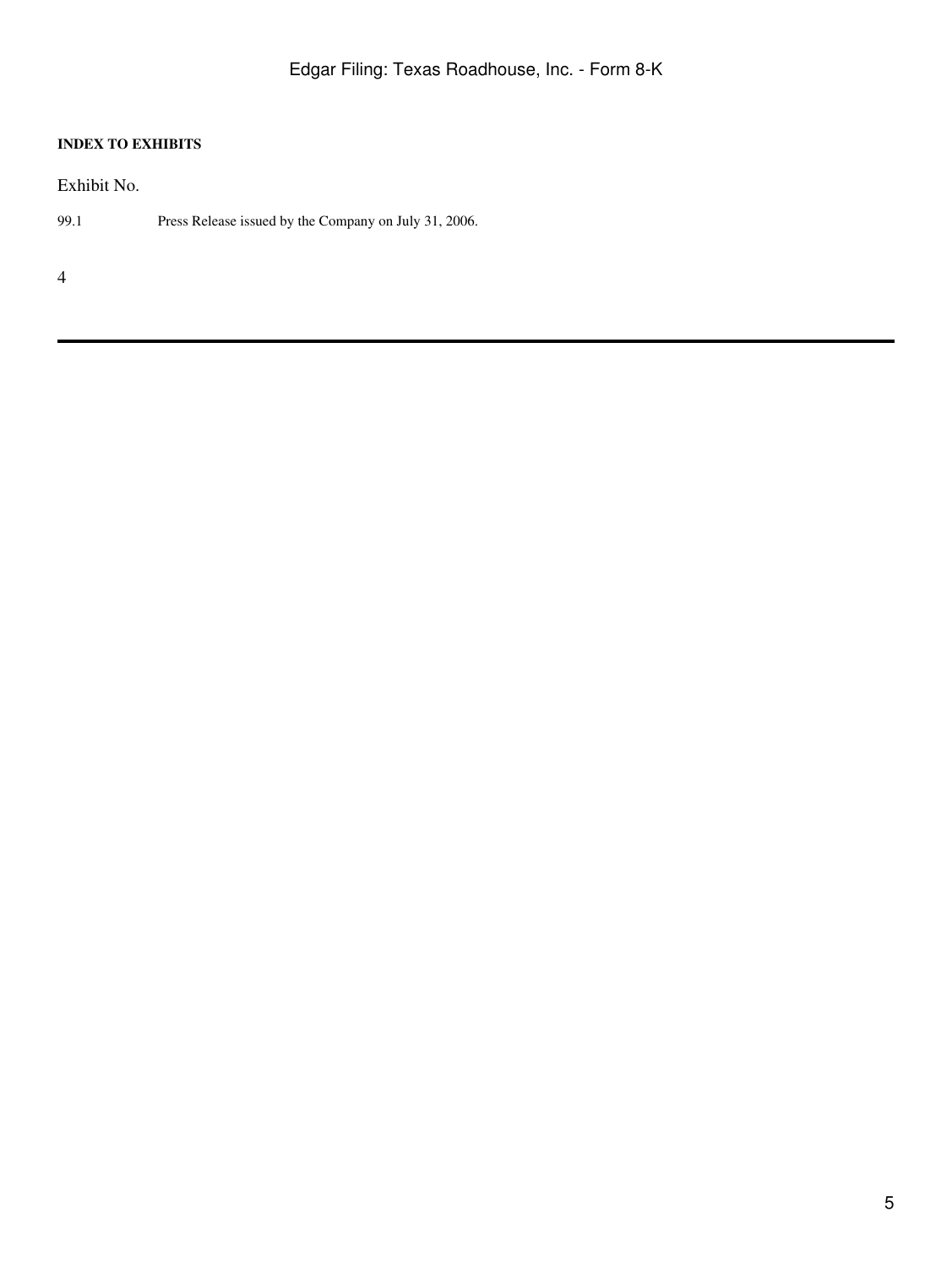**INDEX TO EXHIBITS**

| Exhibit No. | |
|---|---|
| 99.1 | Press Release issued by the Company on July 31, 2006. |